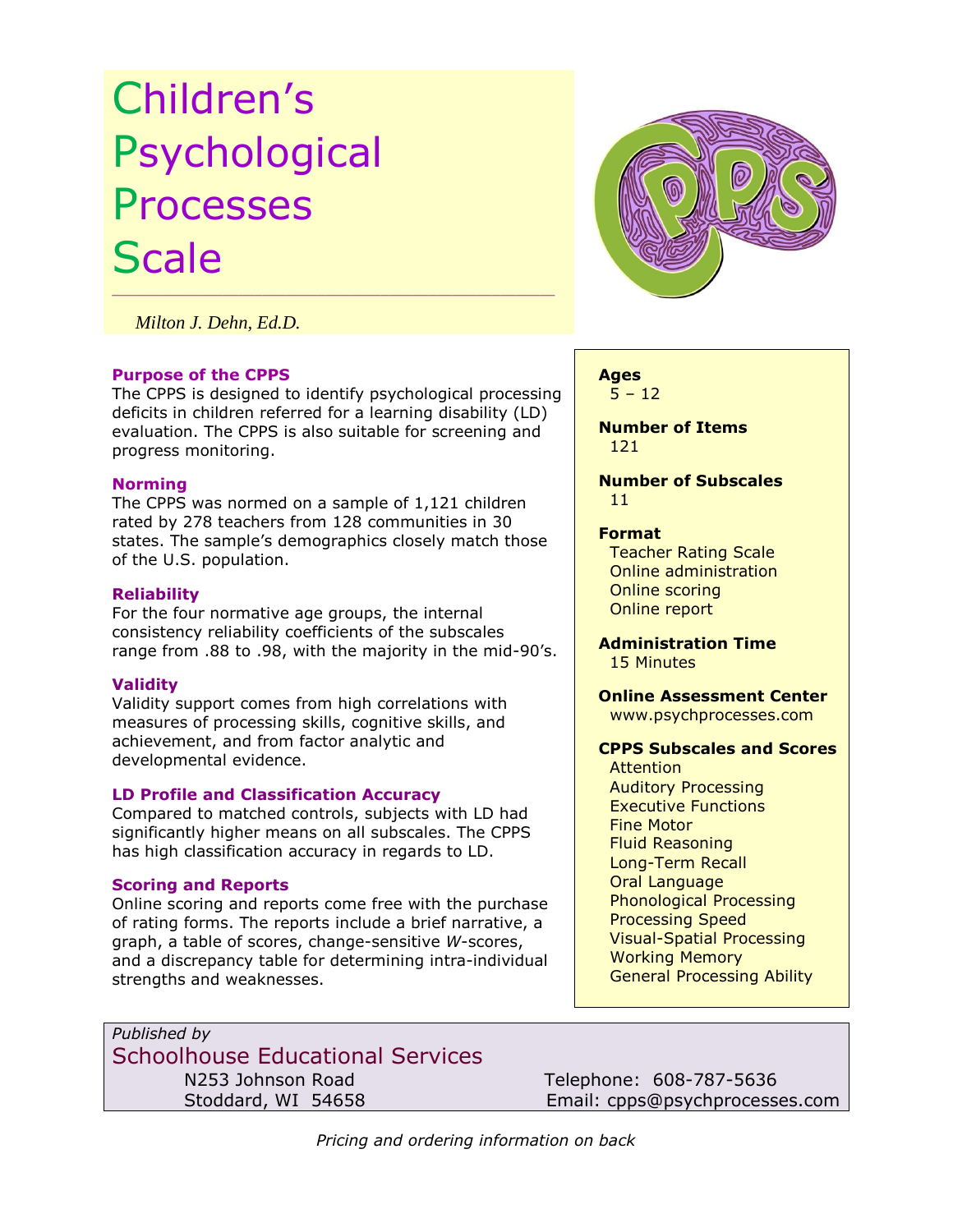# Children's Psychological Processes Scale

*Milton J. Dehn, Ed.D.*

### Purpose of the CPPS

The CPPS is designed to identify psychological processing deficits in children referred for a learning disability (LD) evaluation. The CPPS is also suitable for screening and progress monitoring.

### Norming

The CPPS was normed on a sample of 1,121 children rated by 278 teachers from 128 communities in 30 states. The sample's demographics closely match those of the U.S. population.

### Reliability

For the four normative age groups, the internal consistency reliability coefficients of the subscales range from .88 to .98, with the majority in the mid-90's.

### Validity

Validity support comes from high correlations with measures of processing skills, cognitive skills, and achievement, and from factor analytic and developmental evidence.

### LD Profile and Classification Accuracy

Compared to matched controls, subjects with LD had significantly higher means on all subscales. The CPPS has high classification accuracy in regards to LD.

### Scoring and Reports

Online scoring and reports come free with the purchase of rating forms. The reports include a brief narrative, a graph, a table of scores, change-sensitive *W*-scores, and a discrepancy table for determining intra-individual strengths and weaknesses.

**Ages**
5 – 12

**Number of Items**
121

**Number of Subscales**
11

**Format**
- Teacher Rating Scale
- Online administration
- Online scoring
- Online report

**Administration Time**
15 Minutes

**Online Assessment Center**
www.psychprocesses.com

**CPPS Subscales and Scores**
- Attention
- Auditory Processing
- Executive Functions
- Fine Motor
- Fluid Reasoning
- Long-Term Recall
- Oral Language
- Phonological Processing
- Processing Speed
- Visual-Spatial Processing
- Working Memory
- General Processing Ability

*Published by*
Schoolhouse Educational Services
N253 Johnson Road
Stoddard, WI 54658
Telephone: 608-787-5636
Email: cpps@psychprocesses.com

*Pricing and ordering information on back*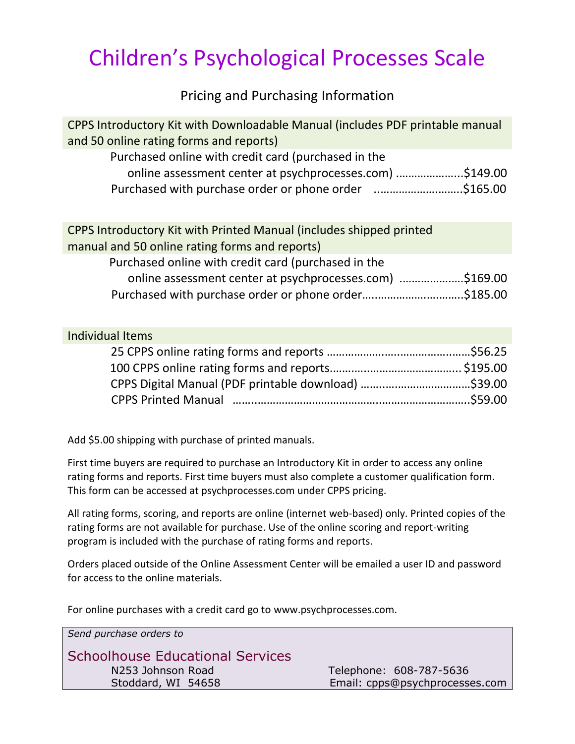# Children's Psychological Processes Scale

## Pricing and Purchasing Information

### CPPS Introductory Kit with Downloadable Manual (includes PDF printable manual and 50 online rating forms and reports)

- Purchased online with credit card (purchased in the online assessment center at psychprocesses.com) ....................$149.00
- Purchased with purchase order or phone order ...........................$165.00

### CPPS Introductory Kit with Printed Manual (includes shipped printed manual and 50 online rating forms and reports)

- Purchased online with credit card (purchased in the online assessment center at psychprocesses.com) ....................$169.00
- Purchased with purchase order or phone order.................................$185.00

### Individual Items

- 25 CPPS online rating forms and reports ..........................................$56.25
- 100 CPPS online rating forms and reports.......................................... $195.00
- CPPS Digital Manual (PDF printable download) ....................................$39.00
- CPPS Printed Manual ..............................................................................$59.00

Add $5.00 shipping with purchase of printed manuals.

First time buyers are required to purchase an Introductory Kit in order to access any online rating forms and reports. First time buyers must also complete a customer qualification form. This form can be accessed at psychprocesses.com under CPPS pricing.

All rating forms, scoring, and reports are online (internet web-based) only. Printed copies of the rating forms are not available for purchase. Use of the online scoring and report-writing program is included with the purchase of rating forms and reports.

Orders placed outside of the Online Assessment Center will be emailed a user ID and password for access to the online materials.

For online purchases with a credit card go to www.psychprocesses.com.

*Send purchase orders to*

**Schoolhouse Educational Services**
N253 Johnson Road
Stoddard, WI 54658

Telephone: 608-787-5636
Email: cpps@psychprocesses.com